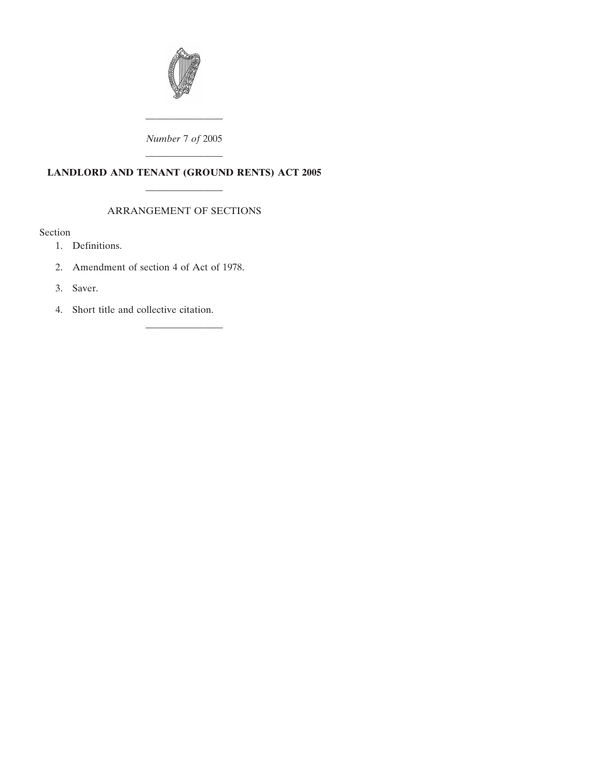*Number* 7 *of* 2005

---

# LANDLORD AND TENANT (GROUND RENTS) ACT 2005

---

## ARRANGEMENT OF SECTIONS

Section

1. Definitions.
2. Amendment of section 4 of Act of 1978.
3. Saver.
4. Short title and collective citation.

---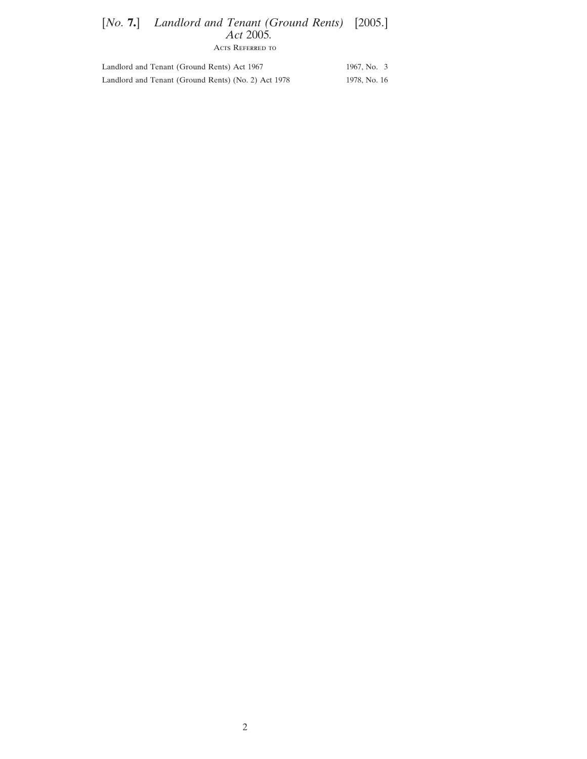Acts Referred to

| | |
|---|---|
| Landlord and Tenant (Ground Rents) Act 1967 | 1967, No. 3 |
| Landlord and Tenant (Ground Rents) (No. 2) Act 1978 | 1978, No. 16 |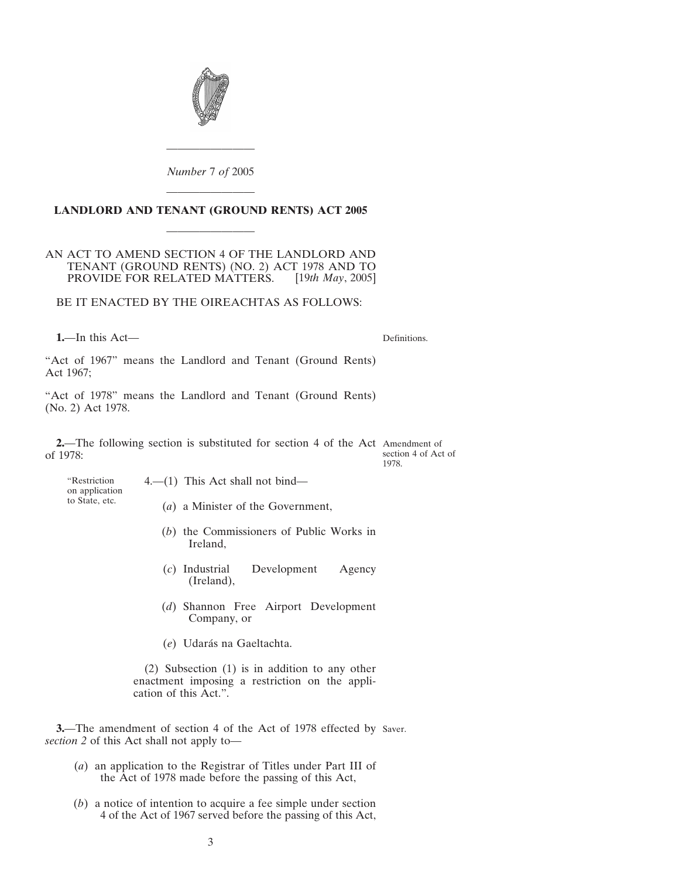*Number* 7 *of* 2005

# LANDLORD AND TENANT (GROUND RENTS) ACT 2005

AN ACT TO AMEND SECTION 4 OF THE LANDLORD AND TENANT (GROUND RENTS) (NO. 2) ACT 1978 AND TO PROVIDE FOR RELATED MATTERS. [19*th May*, 2005]

BE IT ENACTED BY THE OIREACHTAS AS FOLLOWS:

**1.**—In this Act— *Definitions.*

"Act of 1967" means the Landlord and Tenant (Ground Rents) Act 1967;

"Act of 1978" means the Landlord and Tenant (Ground Rents) (No. 2) Act 1978.

**2.**—The following section is substituted for section 4 of the Act of 1978: *Amendment of section 4 of Act of 1978.*

> "Restriction on application to State, etc.
>
> 4.—(1) This Act shall not bind—
>
> (*a*) a Minister of the Government,
>
> (*b*) the Commissioners of Public Works in Ireland,
>
> (*c*) Industrial Development Agency (Ireland),
>
> (*d*) Shannon Free Airport Development Company, or
>
> (*e*) Udarás na Gaeltachta.
>
> (2) Subsection (1) is in addition to any other enactment imposing a restriction on the application of this Act.".

**3.**—The amendment of section 4 of the Act of 1978 effected by *section 2* of this Act shall not apply to— *Saver.*

(*a*) an application to the Registrar of Titles under Part III of the Act of 1978 made before the passing of this Act,

(*b*) a notice of intention to acquire a fee simple under section 4 of the Act of 1967 served before the passing of this Act,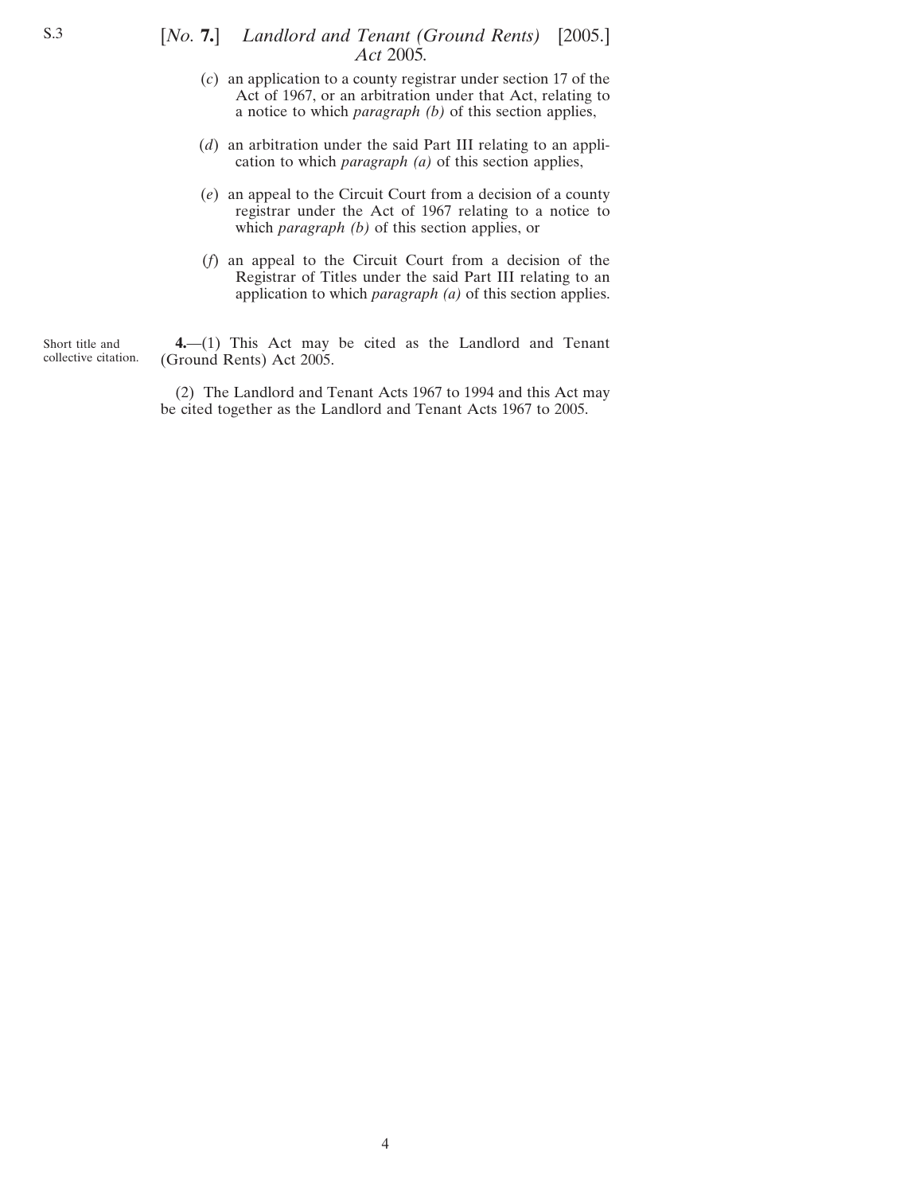(*c*) an application to a county registrar under section 17 of the Act of 1967, or an arbitration under that Act, relating to a notice to which *paragraph (b)* of this section applies,

(*d*) an arbitration under the said Part III relating to an application to which *paragraph (a)* of this section applies,

(*e*) an appeal to the Circuit Court from a decision of a county registrar under the Act of 1967 relating to a notice to which *paragraph (b)* of this section applies, or

(*f*) an appeal to the Circuit Court from a decision of the Registrar of Titles under the said Part III relating to an application to which *paragraph (a)* of this section applies.

Short title and collective citation.

**4.**—(1) This Act may be cited as the Landlord and Tenant (Ground Rents) Act 2005.

(2) The Landlord and Tenant Acts 1967 to 1994 and this Act may be cited together as the Landlord and Tenant Acts 1967 to 2005.